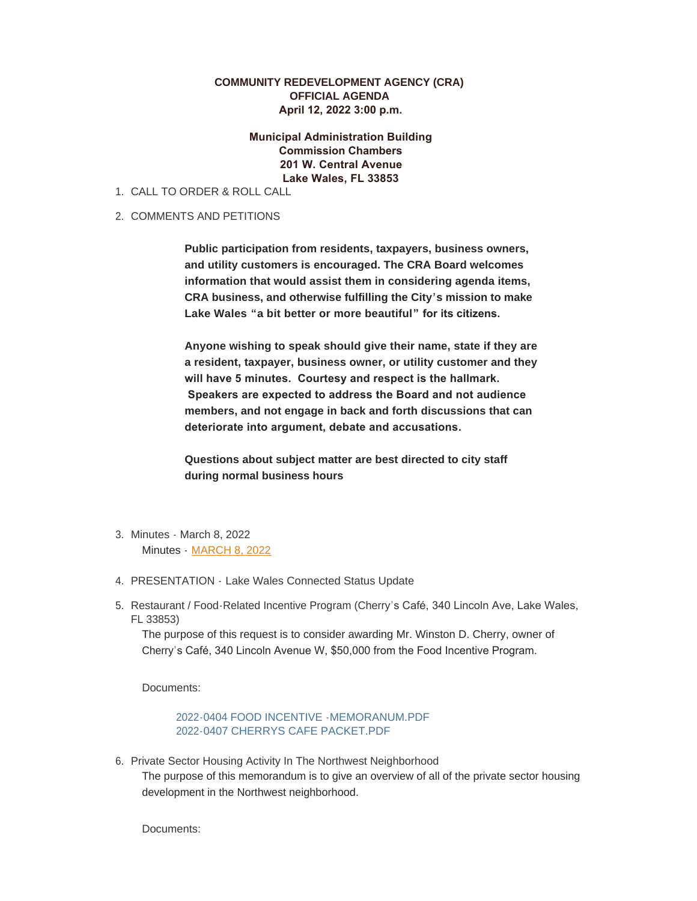**COMMUNITY REDEVELOPMENT AGENCY (CRA)**
**OFFICIAL AGENDA**
**April 12, 2022 3:00 p.m.**

**Municipal Administration Building**
**Commission Chambers**
**201 W. Central Avenue**
**Lake Wales, FL 33853**

1. CALL TO ORDER & ROLL CALL

2. COMMENTS AND PETITIONS

   **Public participation from residents, taxpayers, business owners, and utility customers is encouraged. The CRA Board welcomes information that would assist them in considering agenda items, CRA business, and otherwise fulfilling the City's mission to make Lake Wales "a bit better or more beautiful" for its citizens.**

   **Anyone wishing to speak should give their name, state if they are a resident, taxpayer, business owner, or utility customer and they will have 5 minutes. Courtesy and respect is the hallmark. Speakers are expected to address the Board and not audience members, and not engage in back and forth discussions that can deteriorate into argument, debate and accusations.**

   **Questions about subject matter are best directed to city staff during normal business hours**

3. Minutes - March 8, 2022

   Minutes - MARCH 8, 2022

4. PRESENTATION - Lake Wales Connected Status Update

5. Restaurant / Food-Related Incentive Program (Cherry's Café, 340 Lincoln Ave, Lake Wales, FL 33853)

   The purpose of this request is to consider awarding Mr. Winston D. Cherry, owner of Cherry's Café, 340 Lincoln Avenue W, $50,000 from the Food Incentive Program.

   Documents:

   2022-0404 FOOD INCENTIVE -MEMORANUM.PDF
   2022-0407 CHERRYS CAFE PACKET.PDF

6. Private Sector Housing Activity In The Northwest Neighborhood

   The purpose of this memorandum is to give an overview of all of the private sector housing development in the Northwest neighborhood.

   Documents: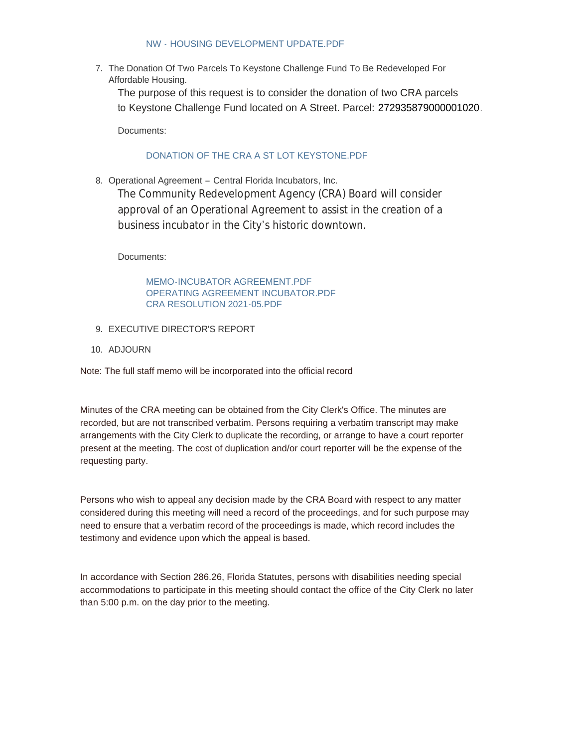NW - HOUSING DEVELOPMENT UPDATE.PDF

7. The Donation Of Two Parcels To Keystone Challenge Fund To Be Redeveloped For Affordable Housing.

   The purpose of this request is to consider the donation of two CRA parcels to Keystone Challenge Fund located on A Street. Parcel: 272935879000001020.

   Documents:

   DONATION OF THE CRA A ST LOT KEYSTONE.PDF

8. Operational Agreement – Central Florida Incubators, Inc.

   The Community Redevelopment Agency (CRA) Board will consider approval of an Operational Agreement to assist in the creation of a business incubator in the City's historic downtown.

   Documents:

   MEMO-INCUBATOR AGREEMENT.PDF
   OPERATING AGREEMENT INCUBATOR.PDF
   CRA RESOLUTION 2021-05.PDF

9. EXECUTIVE DIRECTOR'S REPORT

10. ADJOURN

Note: The full staff memo will be incorporated into the official record

Minutes of the CRA meeting can be obtained from the City Clerk's Office. The minutes are recorded, but are not transcribed verbatim. Persons requiring a verbatim transcript may make arrangements with the City Clerk to duplicate the recording, or arrange to have a court reporter present at the meeting. The cost of duplication and/or court reporter will be the expense of the requesting party.

Persons who wish to appeal any decision made by the CRA Board with respect to any matter considered during this meeting will need a record of the proceedings, and for such purpose may need to ensure that a verbatim record of the proceedings is made, which record includes the testimony and evidence upon which the appeal is based.

In accordance with Section 286.26, Florida Statutes, persons with disabilities needing special accommodations to participate in this meeting should contact the office of the City Clerk no later than 5:00 p.m. on the day prior to the meeting.